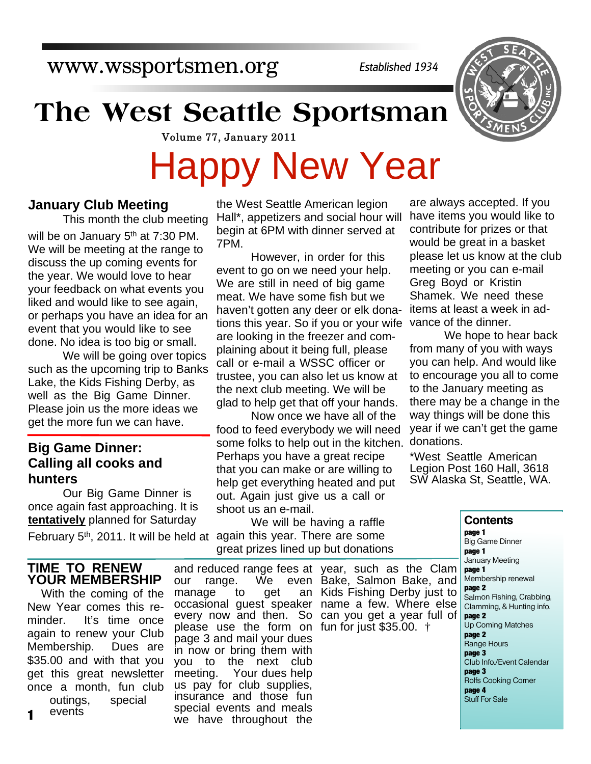www.wssportsmen.org

*Established 1934*

# The West Seattle Sportsman

Volume 77, January 2011

# Happy New Year

## January Club Meeting

This month the club meeting will be on January 5th at 7:30 PM. We will be meeting at the range to discuss the up coming events for the year. We would love to hear your feedback on what events you liked and would like to see again, or perhaps you have an idea for an event that you would like to see done. No idea is too big or small.

We will be going over topics such as the upcoming trip to Banks Lake, the Kids Fishing Derby, as well as the Big Game Dinner. Please join us the more ideas we get the more fun we can have.

## Big Game Dinner: Calling all cooks and hunters

Our Big Game Dinner is once again fast approaching. It is **tentatively** planned for Saturday February 5th, 2011. It will be held at the West Seattle American legion Hall*, appetizers and social hour will begin at 6PM with dinner served at 7PM.

However, in order for this event to go on we need your help. We are still in need of big game meat. We have some fish but we haven't gotten any deer or elk donations this year. So if you or your wife are looking in the freezer and complaining about it being full, please call or e-mail a WSSC officer or trustee, you can also let us know at the next club meeting. We will be glad to help get that off your hands.

Now once we have all of the food to feed everybody we will need some folks to help out in the kitchen. Perhaps you have a great recipe that you can make or are willing to help get everything heated and put out. Again just give us a call or shoot us an e-mail.

We will be having a raffle again this year. There are some great prizes lined up but donations are always accepted. If you have items you would like to contribute for prizes or that would be great in a basket please let us know at the club meeting or you can e-mail Greg Boyd or Kristin Shamek. We need these items at least a week in advance of the dinner.

We hope to hear back from many of you with ways you can help. And would like to encourage you all to come to the January meeting as there may be a change in the way things will be done this year if we can't get the game donations.

*West Seattle American Legion Post 160 Hall, 3618 SW Alaska St, Seattle, WA.

## TIME TO RENEW YOUR MEMBERSHIP

With the coming of the New Year comes this reminder. It's time once again to renew your Club Membership. Dues are $35.00 and with that you get this great newsletter once a month, fun club outings, special events and reduced range fees at our range. We even manage to get an occasional guest speaker every now and then. So please use the form on page 3 and mail your dues in now or bring them with you to the next club meeting. Your dues help us pay for club supplies, insurance and those fun special events and meals we have throughout the year, such as the Clam Bake, Salmon Bake, and Kids Fishing Derby just to name a few. Where else can you get a year full of fun for just $35.00. †

### Contents

**page 1** Big Game Dinner
**page 1** January Meeting
**page 1** Membership renewal
**page 2** Salmon Fishing, Crabbing, Clamming, & Hunting info.
**page 2** Up Coming Matches
**page 2** Range Hours
**page 3** Club Info./Event Calendar
**page 3** Rolfs Cooking Corner
**page 4** Stuff For Sale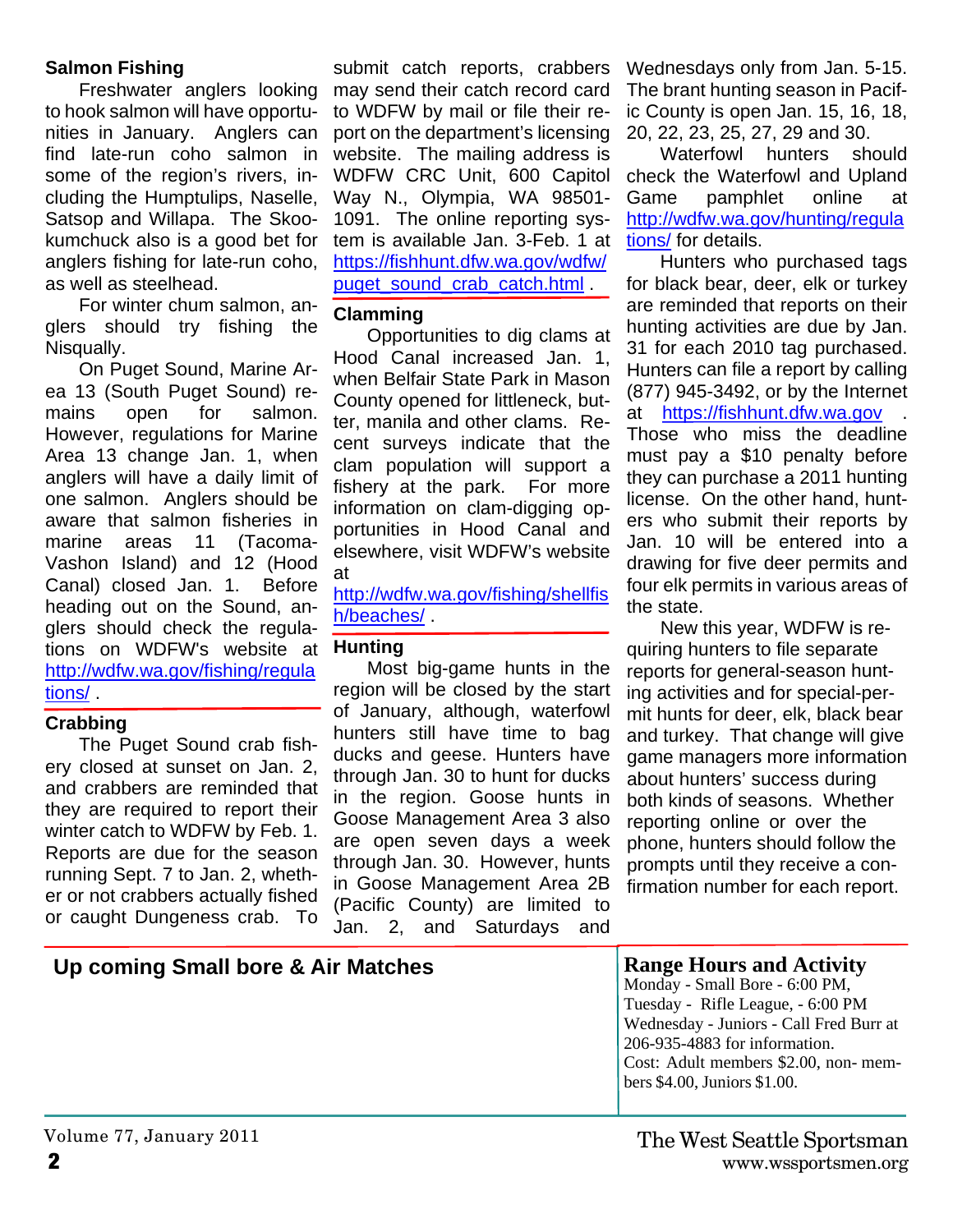### Salmon Fishing

Freshwater anglers looking to hook salmon will have opportunities in January. Anglers can find late-run coho salmon in some of the region's rivers, including the Humptulips, Naselle, Satsop and Willapa. The Skookumchuck also is a good bet for anglers fishing for late-run coho, as well as steelhead.

For winter chum salmon, anglers should try fishing the Nisqually.

On Puget Sound, Marine Area 13 (South Puget Sound) remains open for salmon. However, regulations for Marine Area 13 change Jan. 1, when anglers will have a daily limit of one salmon. Anglers should be aware that salmon fisheries in marine areas 11 (Tacoma-Vashon Island) and 12 (Hood Canal) closed Jan. 1. Before heading out on the Sound, anglers should check the regulations on WDFW's website at http://wdfw.wa.gov/fishing/regulations/ .

### Crabbing

The Puget Sound crab fishery closed at sunset on Jan. 2, and crabbers are reminded that they are required to report their winter catch to WDFW by Feb. 1. Reports are due for the season running Sept. 7 to Jan. 2, whether or not crabbers actually fished or caught Dungeness crab. To submit catch reports, crabbers may send their catch record card to WDFW by mail or file their report on the department's licensing website. The mailing address is WDFW CRC Unit, 600 Capitol Way N., Olympia, WA 98501-1091. The online reporting system is available Jan. 3-Feb. 1 at https://fishhunt.dfw.wa.gov/wdfw/puget_sound_crab_catch.html .

### Clamming

Opportunities to dig clams at Hood Canal increased Jan. 1, when Belfair State Park in Mason County opened for littleneck, butter, manila and other clams. Recent surveys indicate that the clam population will support a fishery at the park. For more information on clam-digging opportunities in Hood Canal and elsewhere, visit WDFW's website at http://wdfw.wa.gov/fishing/shellfish/beaches/ .

### Hunting

Most big-game hunts in the region will be closed by the start of January, although, waterfowl hunters still have time to bag ducks and geese. Hunters have through Jan. 30 to hunt for ducks in the region. Goose hunts in Goose Management Area 3 also are open seven days a week through Jan. 30. However, hunts in Goose Management Area 2B (Pacific County) are limited to Jan. 2, and Saturdays and Wednesdays only from Jan. 5-15. The brant hunting season in Pacific County is open Jan. 15, 16, 18, 20, 22, 23, 25, 27, 29 and 30.

Waterfowl hunters should check the Waterfowl and Upland Game pamphlet online at http://wdfw.wa.gov/hunting/regulations/ for details.

Hunters who purchased tags for black bear, deer, elk or turkey are reminded that reports on their hunting activities are due by Jan. 31 for each 2010 tag purchased. Hunters can file a report by calling (877) 945-3492, or by the Internet at https://fishhunt.dfw.wa.gov . Those who miss the deadline must pay a $10 penalty before they can purchase a 2011 hunting license. On the other hand, hunters who submit their reports by Jan. 10 will be entered into a drawing for five deer permits and four elk permits in various areas of the state.

New this year, WDFW is requiring hunters to file separate reports for general-season hunting activities and for special-permit hunts for deer, elk, black bear and turkey. That change will give game managers more information about hunters' success during both kinds of seasons. Whether reporting online or over the phone, hunters should follow the prompts until they receive a confirmation number for each report.

## Up coming Small bore & Air Matches

## Range Hours and Activity

Monday - Small Bore - 6:00 PM,
Tuesday - Rifle League, - 6:00 PM
Wednesday - Juniors - Call Fred Burr at 206-935-4883 for information.
Cost: Adult members $2.00, non- members $4.00, Juniors $1.00.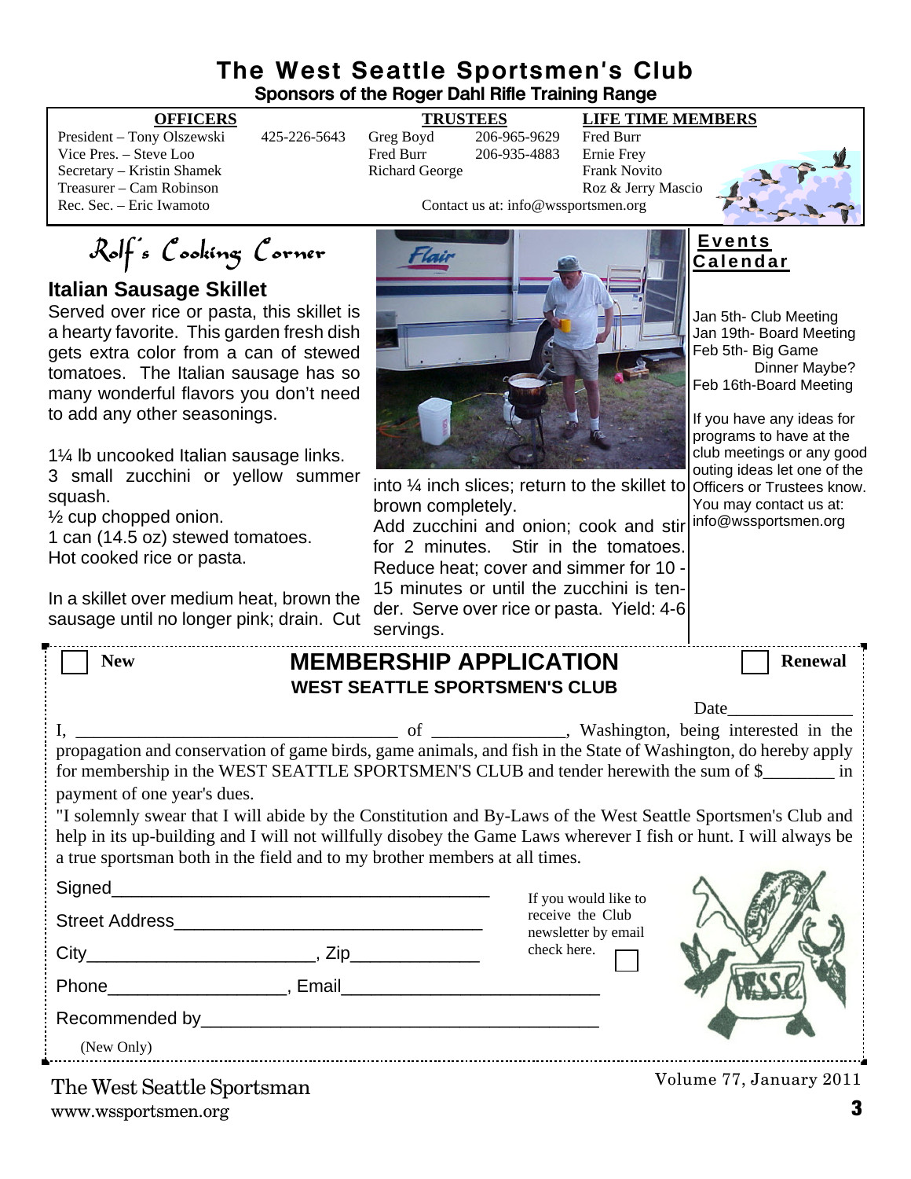# The West Seattle Sportsmen's Club

**Sponsors of the Roger Dahl Rifle Training Range**

| OFFICERS | | TRUSTEES | | LIFE TIME MEMBERS |
|---|---|---|---|---|
| President – Tony Olszewski | 425-226-5643 | Greg Boyd | 206-965-9629 | Fred Burr |
| Vice Pres. – Steve Loo | | Fred Burr | 206-935-4883 | Ernie Frey |
| Secretary – Kristin Shamek | | Richard George | | Frank Novito |
| Treasurer – Cam Robinson | | | | Roz & Jerry Mascio |
| Rec. Sec. – Eric Iwamoto | | | | |

Contact us at: info@wssportsmen.org

## Rolf's Cooking Corner

### Italian Sausage Skillet

Served over rice or pasta, this skillet is a hearty favorite. This garden fresh dish gets extra color from a can of stewed tomatoes. The Italian sausage has so many wonderful flavors you don't need to add any other seasonings.

1¼ lb uncooked Italian sausage links.
3 small zucchini or yellow summer squash.
½ cup chopped onion.
1 can (14.5 oz) stewed tomatoes.
Hot cooked rice or pasta.

In a skillet over medium heat, brown the sausage until no longer pink; drain. Cut into ¼ inch slices; return to the skillet to brown completely.
Add zucchini and onion; cook and stir for 2 minutes. Stir in the tomatoes. Reduce heat; cover and simmer for 10 - 15 minutes or until the zucchini is tender. Serve over rice or pasta. Yield: 4-6 servings.

## Events Calendar

Jan 5th- Club Meeting
Jan 19th- Board Meeting
Feb 5th- Big Game Dinner Maybe?
Feb 16th-Board Meeting

If you have any ideas for programs to have at the club meetings or any good outing ideas let one of the Officers or Trustees know. You may contact us at: info@wssportsmen.org

---

☐ New **MEMBERSHIP APPLICATION** ☐ Renewal

**WEST SEATTLE SPORTSMEN'S CLUB**

Date______________

I, ____________________________________ of _______________, Washington, being interested in the propagation and conservation of game birds, game animals, and fish in the State of Washington, do hereby apply for membership in the WEST SEATTLE SPORTSMEN'S CLUB and tender herewith the sum of $________ in payment of one year's dues.

"I solemnly swear that I will abide by the Constitution and By-Laws of the West Seattle Sportsmen's Club and help in its up-building and I will not willfully disobey the Game Laws wherever I fish or hunt. I will always be a true sportsman both in the field and to my brother members at all times.

Signed_______________________________________

Street Address________________________________

City_______________________, Zip_____________

Phone__________________, Email__________________________

Recommended by________________________________________
(New Only)

If you would like to receive the Club newsletter by email check here. ☐

The West Seattle Sportsman
www.wssportsmen.org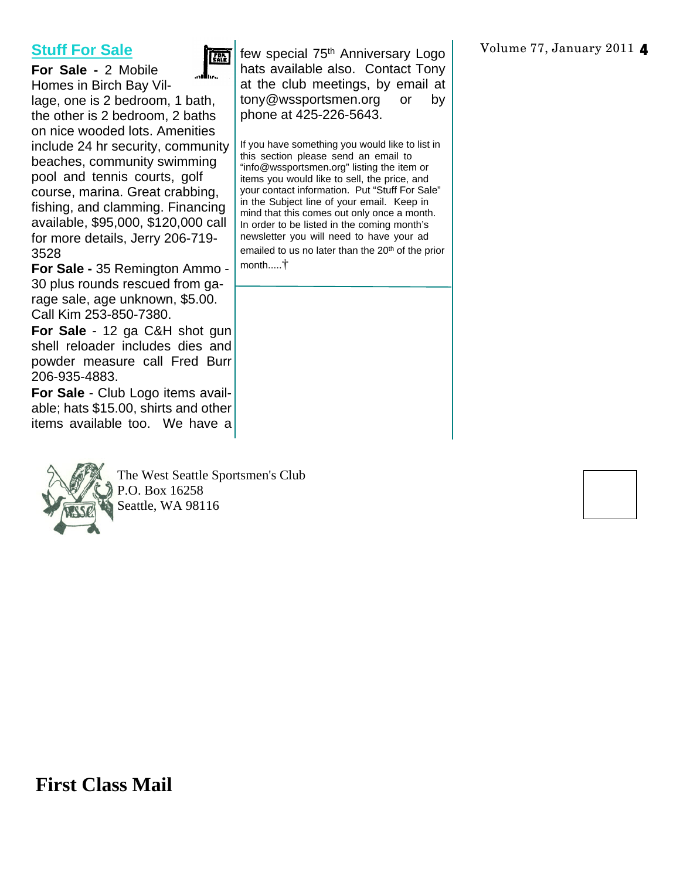## Stuff For Sale

**For Sale -** 2 Mobile Homes in Birch Bay Village, one is 2 bedroom, 1 bath, the other is 2 bedroom, 2 baths on nice wooded lots. Amenities include 24 hr security, community beaches, community swimming pool and tennis courts, golf course, marina. Great crabbing, fishing, and clamming. Financing available, $95,000, $120,000 call for more details, Jerry 206-719-3528

**For Sale -** 35 Remington Ammo - 30 plus rounds rescued from garage sale, age unknown, $5.00. Call Kim 253-850-7380.

**For Sale** - 12 ga C&H shot gun shell reloader includes dies and powder measure call Fred Burr 206-935-4883.

**For Sale** - Club Logo items available; hats $15.00, shirts and other items available too. We have a few special 75th Anniversary Logo hats available also. Contact Tony at the club meetings, by email at tony@wssportsmen.org or by phone at 425-226-5643.

If you have something you would like to list in this section please send an email to "info@wssportsmen.org" listing the item or items you would like to sell, the price, and your contact information. Put "Stuff For Sale" in the Subject line of your email. Keep in mind that this comes out only once a month. In order to be listed in the coming month's newsletter you will need to have your ad emailed to us no later than the 20th of the prior month.....†

The West Seattle Sportsmen's Club
P.O. Box 16258
Seattle, WA 98116

**First Class Mail**